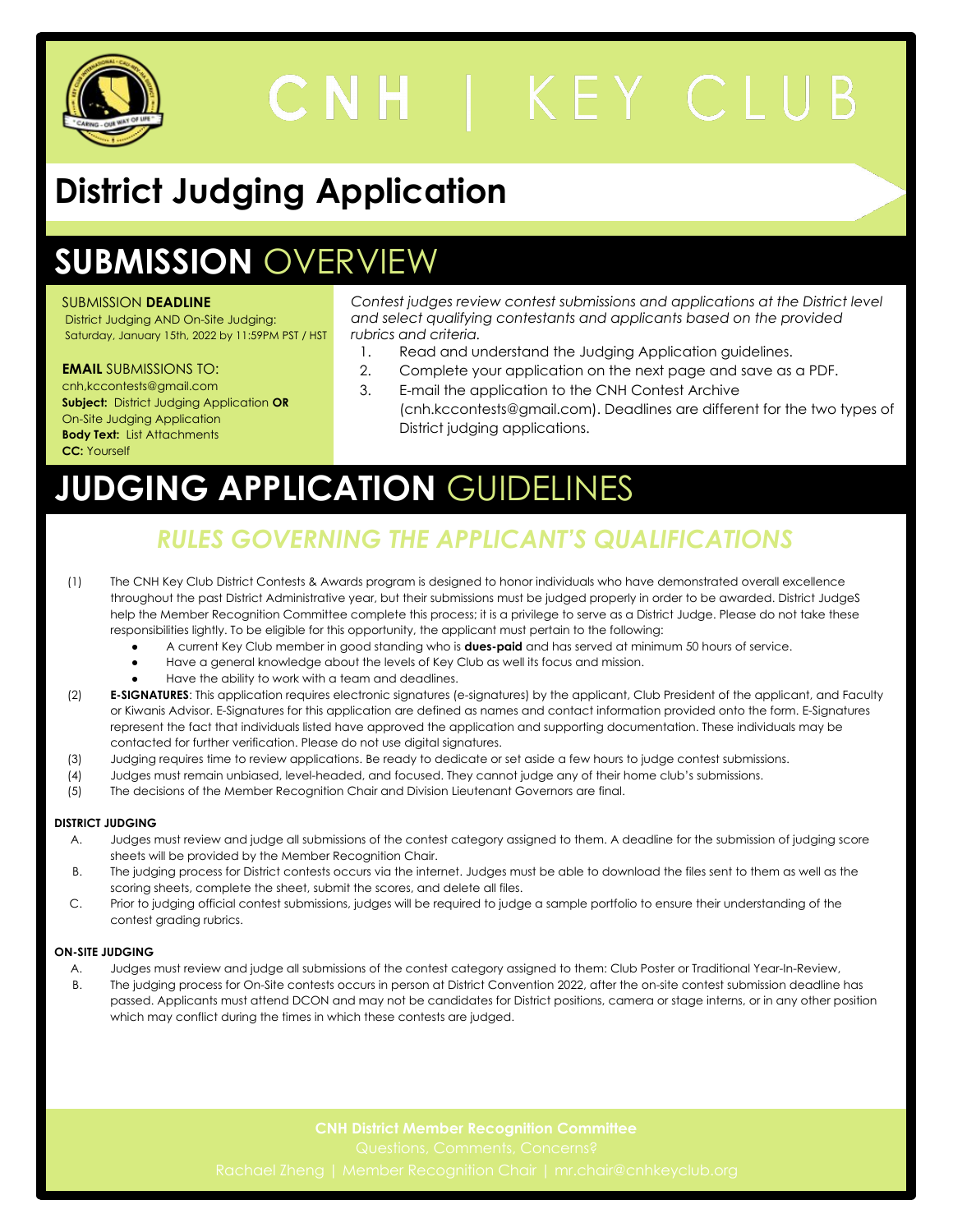# CNH | KEY CLUB

# District Judging Application

## SUBMISSION OVERVIEW

SUBMISSION **DEADLINE**
District Judging AND On-Site Judging:
Saturday, January 15th, 2022 by 11:59PM PST / HST

**EMAIL** SUBMISSIONS TO:
cnh,kccontests@gmail.com
**Subject:** District Judging Application **OR** On-Site Judging Application
**Body Text:** List Attachments
**CC:** Yourself

*Contest judges review contest submissions and applications at the District level and select qualifying contestants and applicants based on the provided rubrics and criteria.*

1. Read and understand the Judging Application guidelines.
2. Complete your application on the next page and save as a PDF.
3. E-mail the application to the CNH Contest Archive (cnh.kccontests@gmail.com). Deadlines are different for the two types of District judging applications.

## JUDGING APPLICATION GUIDELINES

### *RULES GOVERNING THE APPLICANT'S QUALIFICATIONS*

(1) The CNH Key Club District Contests & Awards program is designed to honor individuals who have demonstrated overall excellence throughout the past District Administrative year, but their submissions must be judged properly in order to be awarded. District JudgeS help the Member Recognition Committee complete this process; it is a privilege to serve as a District Judge. Please do not take these responsibilities lightly. To be eligible for this opportunity, the applicant must pertain to the following:
- A current Key Club member in good standing who is **dues-paid** and has served at minimum 50 hours of service.
- Have a general knowledge about the levels of Key Club as well its focus and mission.
- Have the ability to work with a team and deadlines.

(2) **E-SIGNATURES**: This application requires electronic signatures (e-signatures) by the applicant, Club President of the applicant, and Faculty or Kiwanis Advisor. E-Signatures for this application are defined as names and contact information provided onto the form. E-Signatures represent the fact that individuals listed have approved the application and supporting documentation. These individuals may be contacted for further verification. Please do not use digital signatures.

(3) Judging requires time to review applications. Be ready to dedicate or set aside a few hours to judge contest submissions.

(4) Judges must remain unbiased, level-headed, and focused. They cannot judge any of their home club's submissions.

(5) The decisions of the Member Recognition Chair and Division Lieutenant Governors are final.

**DISTRICT JUDGING**

A. Judges must review and judge all submissions of the contest category assigned to them. A deadline for the submission of judging score sheets will be provided by the Member Recognition Chair.

B. The judging process for District contests occurs via the internet. Judges must be able to download the files sent to them as well as the scoring sheets, complete the sheet, submit the scores, and delete all files.

C. Prior to judging official contest submissions, judges will be required to judge a sample portfolio to ensure their understanding of the contest grading rubrics.

**ON-SITE JUDGING**

A. Judges must review and judge all submissions of the contest category assigned to them: Club Poster or Traditional Year-In-Review,

B. The judging process for On-Site contests occurs in person at District Convention 2022, after the on-site contest submission deadline has passed. Applicants must attend DCON and may not be candidates for District positions, camera or stage interns, or in any other position which may conflict during the times in which these contests are judged.

**CNH District Member Recognition Committee**
Questions, Comments, Concerns?
Rachael Zheng | Member Recognition Chair | mr.chair@cnhkeyclub.org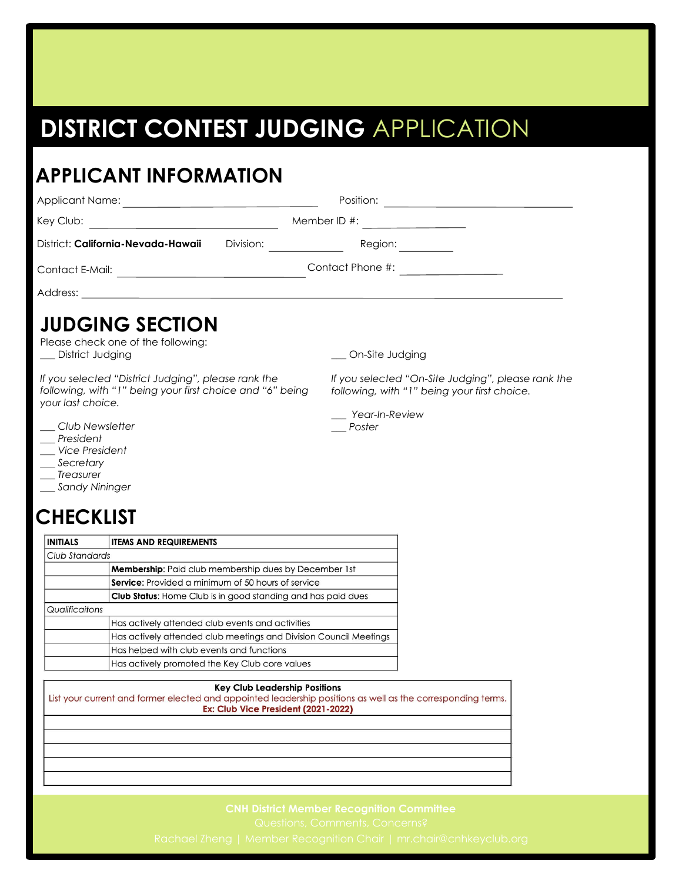# DISTRICT CONTEST JUDGING APPLICATION

## APPLICANT INFORMATION

Applicant Name: ______________________ Position: ______________________

Key Club: ______________________ Member ID #: ______________

District: **California-Nevada-Hawaii** Division: __________ Region: ________

Contact E-Mail: ______________________ Contact Phone #: ______________

Address: ____________________________________________

## JUDGING SECTION

Please check one of the following:

___ District Judging

*If you selected "District Judging", please rank the following, with "1" being your first choice and "6" being your last choice.*

- ___ *Club Newsletter*
- ___ *President*
- ___ *Vice President*
- ___ *Secretary*
- ___ *Treasurer*
- ___ *Sandy Nininger*

___ On-Site Judging

*If you selected "On-Site Judging", please rank the following, with "1" being your first choice.*

- ___ *Year-In-Review*
- ___ *Poster*

## CHECKLIST

| INITIALS | ITEMS AND REQUIREMENTS |
|---|---|
| *Club Standards* | |
| | **Membership**: Paid club membership dues by December 1st |
| | **Service:** Provided a minimum of 50 hours of service |
| | **Club Status**: Home Club is in good standing and has paid dues |
| *Qualificaitons* | |
| | Has actively attended club events and activities |
| | Has actively attended club meetings and Division Council Meetings |
| | Has helped with club events and functions |
| | Has actively promoted the Key Club core values |

| **Key Club Leadership Positions**<br>List your current and former elected and appointed leadership positions as well as the corresponding terms.<br>**Ex: Club Vice President (2021-2022)** |
|---|
| |
| |
| |
| |
| |

**CNH District Member Recognition Committee**

Questions, Comments, Concerns?

Rachael Zheng | Member Recognition Chair | mr.chair@cnhkeyclub.org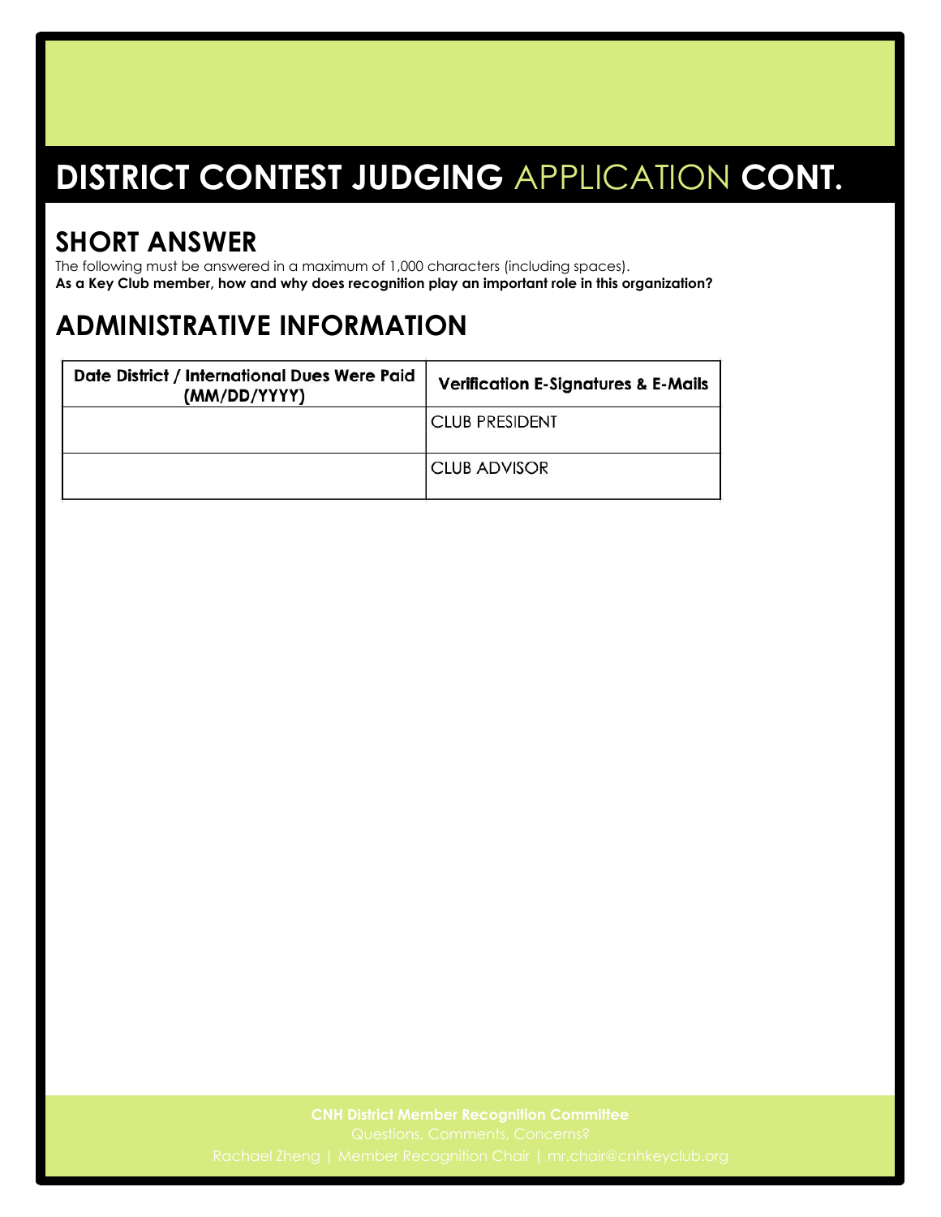# DISTRICT CONTEST JUDGING APPLICATION CONT.

## SHORT ANSWER

The following must be answered in a maximum of 1,000 characters (including spaces).

**As a Key Club member, how and why does recognition play an important role in this organization?**

## ADMINISTRATIVE INFORMATION

| Date District / International Dues Were Paid (MM/DD/YYYY) | Verification E-Signatures & E-Mails |
|---|---|
| | CLUB PRESIDENT |
| | CLUB ADVISOR |

**CNH District Member Recognition Committee**

Questions, Comments, Concerns?

Rachael Zheng | Member Recognition Chair | mr.chair@cnhkeyclub.org